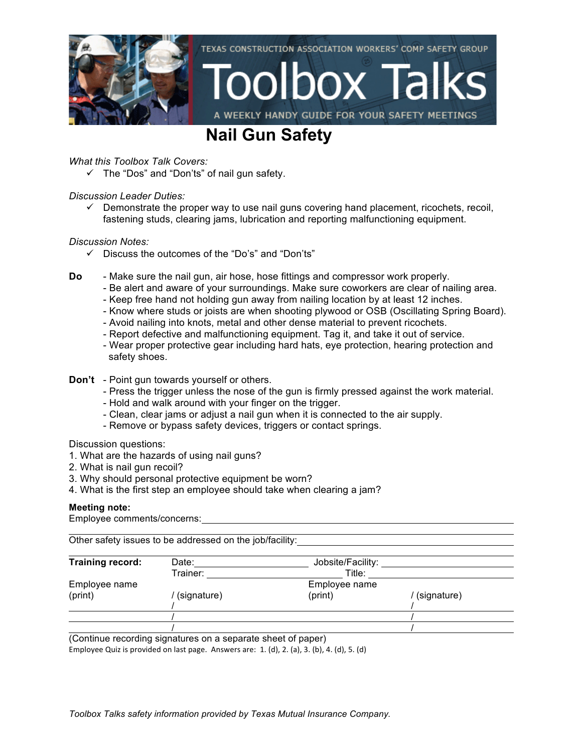TEXAS CONSTRUCTION ASSOCIATION WORKERS' COMP SAFETY GROUP

# Toolbox Talks

A WEEKLY HANDY GUIDE FOR YOUR SAFETY MEETINGS

## Nail Gun Safety

*What this Toolbox Talk Covers:*

- ✓ The "Dos" and "Don'ts" of nail gun safety.

*Discussion Leader Duties:*

- ✓ Demonstrate the proper way to use nail guns covering hand placement, ricochets, recoil, fastening studs, clearing jams, lubrication and reporting malfunctioning equipment.

*Discussion Notes:*

- ✓ Discuss the outcomes of the "Do's" and "Don'ts"

**Do**

- Make sure the nail gun, air hose, hose fittings and compressor work properly.
- Be alert and aware of your surroundings. Make sure coworkers are clear of nailing area.
- Keep free hand not holding gun away from nailing location by at least 12 inches.
- Know where studs or joists are when shooting plywood or OSB (Oscillating Spring Board).
- Avoid nailing into knots, metal and other dense material to prevent ricochets.
- Report defective and malfunctioning equipment. Tag it, and take it out of service.
- Wear proper protective gear including hard hats, eye protection, hearing protection and safety shoes.

**Don't**

- Point gun towards yourself or others.
- Press the trigger unless the nose of the gun is firmly pressed against the work material.
- Hold and walk around with your finger on the trigger.
- Clean, clear jams or adjust a nail gun when it is connected to the air supply.
- Remove or bypass safety devices, triggers or contact springs.

Discussion questions:

1. What are the hazards of using nail guns?
2. What is nail gun recoil?
3. Why should personal protective equipment be worn?
4. What is the first step an employee should take when clearing a jam?

**Meeting note:**

Employee comments/concerns: ______________________________________________

______________________________________________________________________

Other safety issues to be addressed on the job/facility: ______________________________

______________________________________________________________________

**Training record:** Date: ____________________ Jobsite/Facility: ____________________

Trainer: ____________________ Title: ____________________

| Employee name (print) | / (signature) | Employee name (print) | / (signature) |
|---|---|---|---|
| | / | | / |
| | / | | / |
| | / | | / |

(Continue recording signatures on a separate sheet of paper)

Employee Quiz is provided on last page. Answers are: 1. (d), 2. (a), 3. (b), 4. (d), 5. (d)

*Toolbox Talks safety information provided by Texas Mutual Insurance Company.*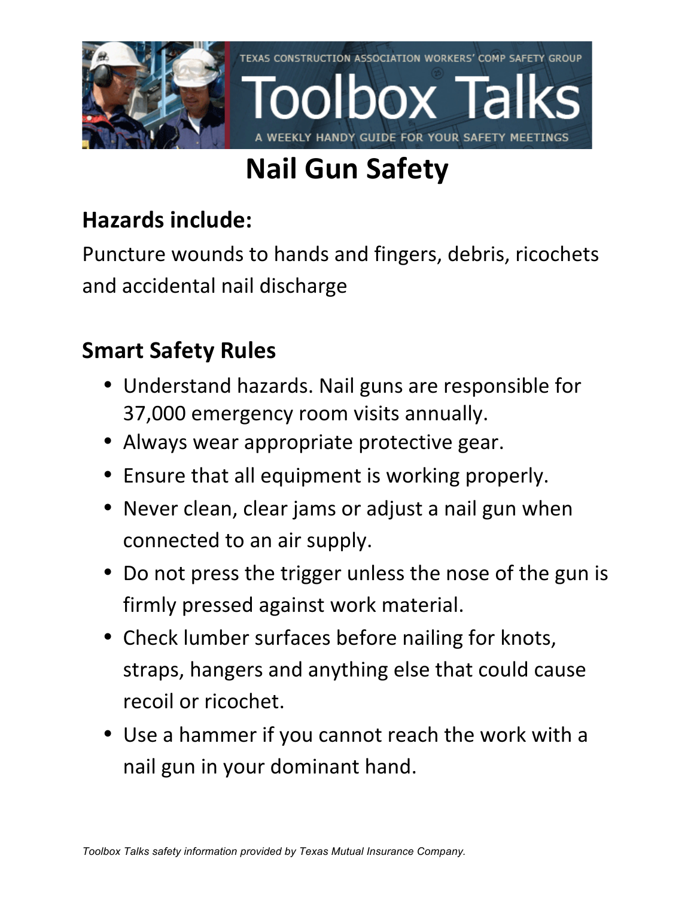TEXAS CONSTRUCTION ASSOCIATION WORKERS' COMP SAFETY GROUP

Toolbox Talks

A WEEKLY HANDY GUIDE FOR YOUR SAFETY MEETINGS

# Nail Gun Safety

## Hazards include:

Puncture wounds to hands and fingers, debris, ricochets and accidental nail discharge

## Smart Safety Rules

- Understand hazards. Nail guns are responsible for 37,000 emergency room visits annually.
- Always wear appropriate protective gear.
- Ensure that all equipment is working properly.
- Never clean, clear jams or adjust a nail gun when connected to an air supply.
- Do not press the trigger unless the nose of the gun is firmly pressed against work material.
- Check lumber surfaces before nailing for knots, straps, hangers and anything else that could cause recoil or ricochet.
- Use a hammer if you cannot reach the work with a nail gun in your dominant hand.

*Toolbox Talks safety information provided by Texas Mutual Insurance Company.*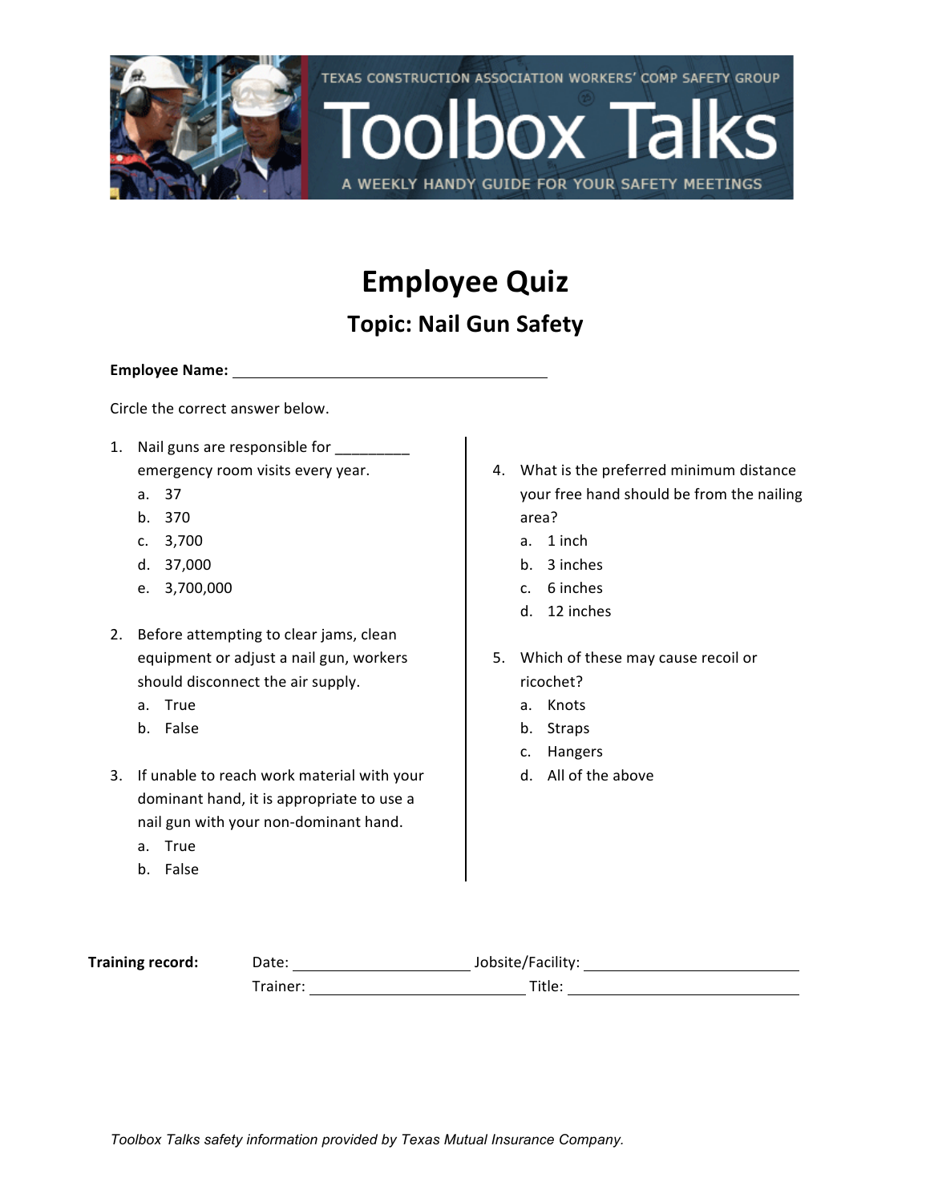TEXAS CONSTRUCTION ASSOCIATION WORKERS' COMP SAFETY GROUP

# Toolbox Talks

A WEEKLY HANDY GUIDE FOR YOUR SAFETY MEETINGS

# Employee Quiz

## Topic: Nail Gun Safety

**Employee Name:** ______________________________

Circle the correct answer below.

1. Nail guns are responsible for _________ emergency room visits every year.
   a. 37
   b. 370
   c. 3,700
   d. 37,000
   e. 3,700,000

2. Before attempting to clear jams, clean equipment or adjust a nail gun, workers should disconnect the air supply.
   a. True
   b. False

3. If unable to reach work material with your dominant hand, it is appropriate to use a nail gun with your non-dominant hand.
   a. True
   b. False

4. What is the preferred minimum distance your free hand should be from the nailing area?
   a. 1 inch
   b. 3 inches
   c. 6 inches
   d. 12 inches

5. Which of these may cause recoil or ricochet?
   a. Knots
   b. Straps
   c. Hangers
   d. All of the above

**Training record:** Date: ____________________ Jobsite/Facility: ____________________

Trainer: ____________________ Title: ____________________

*Toolbox Talks safety information provided by Texas Mutual Insurance Company.*